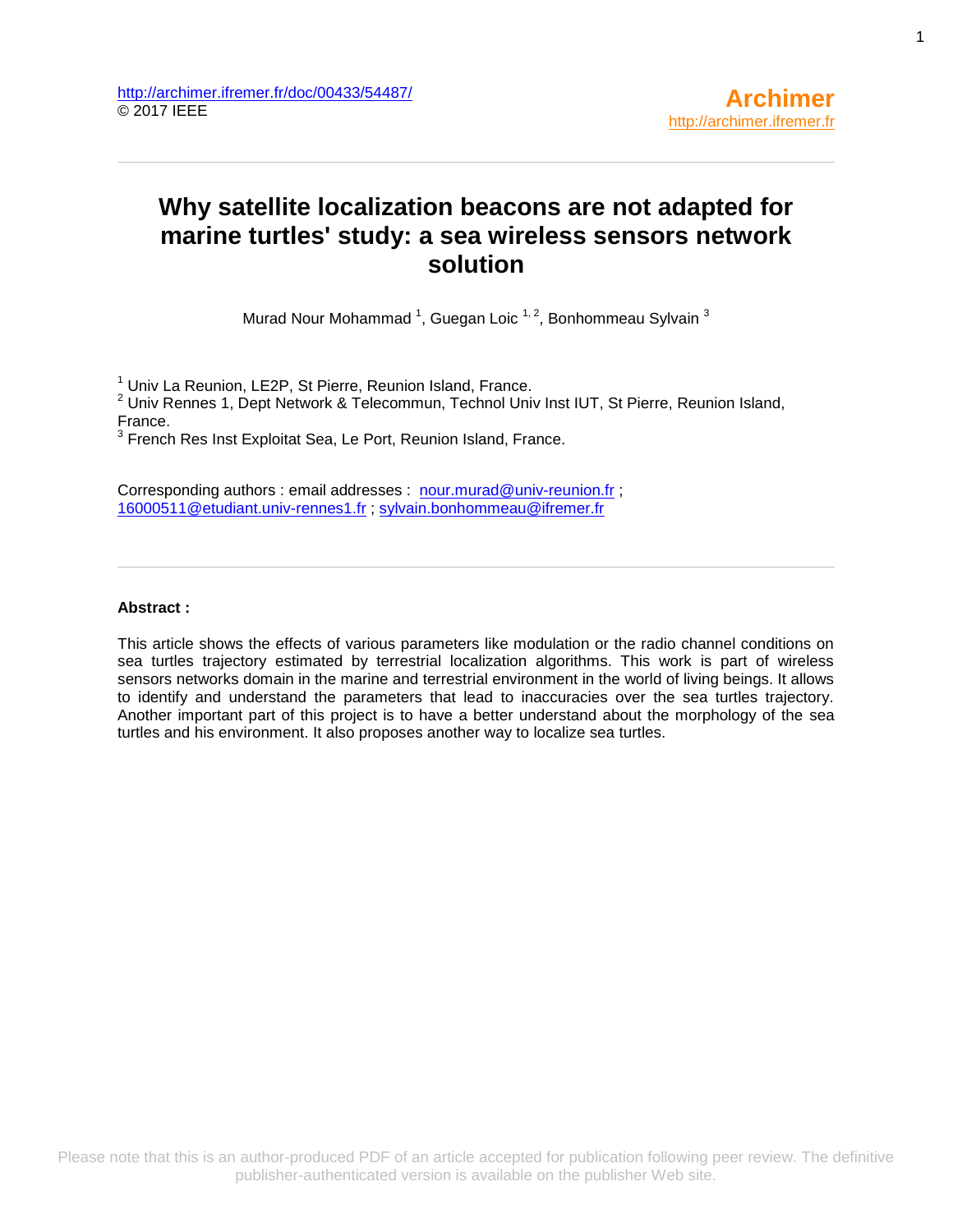http://archimer.ifremer.fr/doc/00433/54487/
© 2017 IEEE

**Archimer**
http://archimer.ifremer.fr

# Why satellite localization beacons are not adapted for marine turtles' study: a sea wireless sensors network solution

Murad Nour Mohammad [1], Guegan Loic [1, 2], Bonhommeau Sylvain [3]

[1] Univ La Reunion, LE2P, St Pierre, Reunion Island, France.
[2] Univ Rennes 1, Dept Network & Telecommun, Technol Univ Inst IUT, St Pierre, Reunion Island, France.
[3] French Res Inst Exploitat Sea, Le Port, Reunion Island, France.

Corresponding authors : email addresses : nour.murad@univ-reunion.fr ; 16000511@etudiant.univ-rennes1.fr ; sylvain.bonhommeau@ifremer.fr

**Abstract :**

This article shows the effects of various parameters like modulation or the radio channel conditions on sea turtles trajectory estimated by terrestrial localization algorithms. This work is part of wireless sensors networks domain in the marine and terrestrial environment in the world of living beings. It allows to identify and understand the parameters that lead to inaccuracies over the sea turtles trajectory. Another important part of this project is to have a better understand about the morphology of the sea turtles and his environment. It also proposes another way to localize sea turtles.

Please note that this is an author-produced PDF of an article accepted for publication following peer review. The definitive publisher-authenticated version is available on the publisher Web site.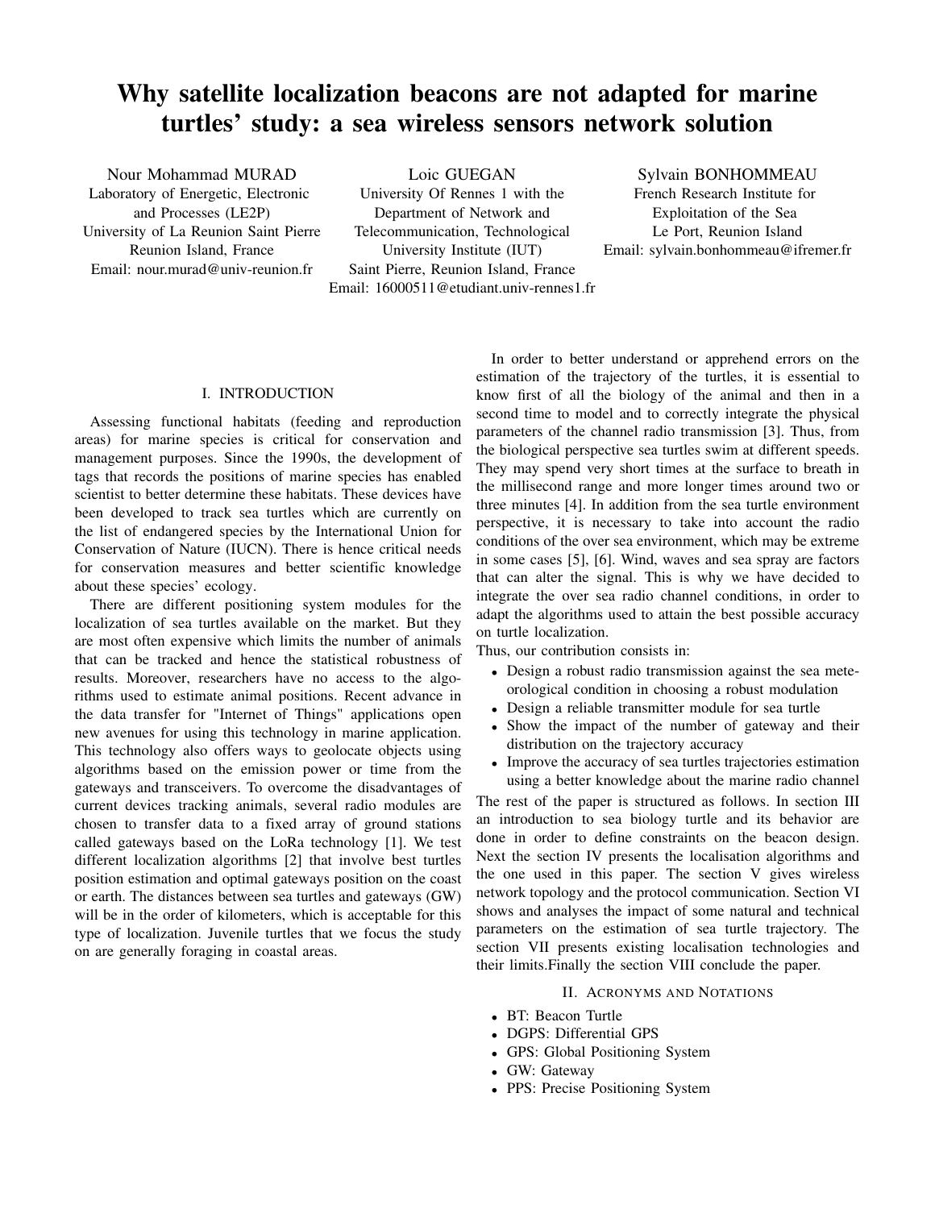# Why satellite localization beacons are not adapted for marine turtles' study: a sea wireless sensors network solution

Nour Mohammad MURAD
Laboratory of Energetic, Electronic and Processes (LE2P)
University of La Reunion Saint Pierre
Reunion Island, France
Email: nour.murad@univ-reunion.fr

Loic GUEGAN
University Of Rennes 1 with the Department of Network and Telecommunication, Technological University Institute (IUT)
Saint Pierre, Reunion Island, France
Email: 16000511@etudiant.univ-rennes1.fr

Sylvain BONHOMMEAU
French Research Institute for Exploitation of the Sea
Le Port, Reunion Island
Email: sylvain.bonhommeau@ifremer.fr

## I. INTRODUCTION

Assessing functional habitats (feeding and reproduction areas) for marine species is critical for conservation and management purposes. Since the 1990s, the development of tags that records the positions of marine species has enabled scientist to better determine these habitats. These devices have been developed to track sea turtles which are currently on the list of endangered species by the International Union for Conservation of Nature (IUCN). There is hence critical needs for conservation measures and better scientific knowledge about these species' ecology.

There are different positioning system modules for the localization of sea turtles available on the market. But they are most often expensive which limits the number of animals that can be tracked and hence the statistical robustness of results. Moreover, researchers have no access to the algorithms used to estimate animal positions. Recent advance in the data transfer for "Internet of Things" applications open new avenues for using this technology in marine application. This technology also offers ways to geolocate objects using algorithms based on the emission power or time from the gateways and transceivers. To overcome the disadvantages of current devices tracking animals, several radio modules are chosen to transfer data to a fixed array of ground stations called gateways based on the LoRa technology [1]. We test different localization algorithms [2] that involve best turtles position estimation and optimal gateways position on the coast or earth. The distances between sea turtles and gateways (GW) will be in the order of kilometers, which is acceptable for this type of localization. Juvenile turtles that we focus the study on are generally foraging in coastal areas.

In order to better understand or apprehend errors on the estimation of the trajectory of the turtles, it is essential to know first of all the biology of the animal and then in a second time to model and to correctly integrate the physical parameters of the channel radio transmission [3]. Thus, from the biological perspective sea turtles swim at different speeds. They may spend very short times at the surface to breath in the millisecond range and more longer times around two or three minutes [4]. In addition from the sea turtle environment perspective, it is necessary to take into account the radio conditions of the over sea environment, which may be extreme in some cases [5], [6]. Wind, waves and sea spray are factors that can alter the signal. This is why we have decided to integrate the over sea radio channel conditions, in order to adapt the algorithms used to attain the best possible accuracy on turtle localization.

Thus, our contribution consists in:

- Design a robust radio transmission against the sea meteorological condition in choosing a robust modulation
- Design a reliable transmitter module for sea turtle
- Show the impact of the number of gateway and their distribution on the trajectory accuracy
- Improve the accuracy of sea turtles trajectories estimation using a better knowledge about the marine radio channel

The rest of the paper is structured as follows. In section III an introduction to sea biology turtle and its behavior are done in order to define constraints on the beacon design. Next the section IV presents the localisation algorithms and the one used in this paper. The section V gives wireless network topology and the protocol communication. Section VI shows and analyses the impact of some natural and technical parameters on the estimation of sea turtle trajectory. The section VII presents existing localisation technologies and their limits.Finally the section VIII conclude the paper.

## II. ACRONYMS AND NOTATIONS

- BT: Beacon Turtle
- DGPS: Differential GPS
- GPS: Global Positioning System
- GW: Gateway
- PPS: Precise Positioning System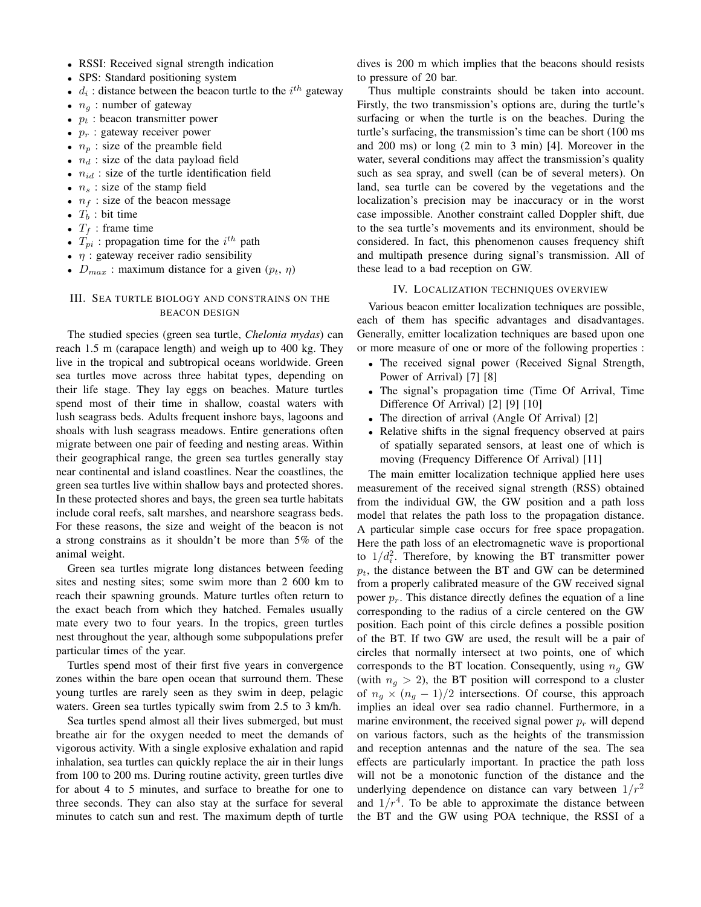- RSSI: Received signal strength indication
- SPS: Standard positioning system
- $d_i$ : distance between the beacon turtle to the $i^{th}$ gateway
- $n_g$ : number of gateway
- $p_t$ : beacon transmitter power
- $p_r$ : gateway receiver power
- $n_p$ : size of the preamble field
- $n_d$ : size of the data payload field
- $n_{id}$ : size of the turtle identification field
- $n_s$ : size of the stamp field
- $n_f$ : size of the beacon message
- $T_b$ : bit time
- $T_f$ : frame time
- $T_{pi}$ : propagation time for the $i^{th}$ path
- $\eta$ : gateway receiver radio sensibility
- $D_{max}$ : maximum distance for a given ($p_t$, $\eta$)

## III. Sea turtle biology and constrains on the beacon design

The studied species (green sea turtle, *Chelonia mydas*) can reach 1.5 m (carapace length) and weigh up to 400 kg. They live in the tropical and subtropical oceans worldwide. Green sea turtles move across three habitat types, depending on their life stage. They lay eggs on beaches. Mature turtles spend most of their time in shallow, coastal waters with lush seagrass beds. Adults frequent inshore bays, lagoons and shoals with lush seagrass meadows. Entire generations often migrate between one pair of feeding and nesting areas. Within their geographical range, the green sea turtles generally stay near continental and island coastlines. Near the coastlines, the green sea turtles live within shallow bays and protected shores. In these protected shores and bays, the green sea turtle habitats include coral reefs, salt marshes, and nearshore seagrass beds. For these reasons, the size and weight of the beacon is not a strong constrains as it shouldn't be more than 5% of the animal weight.

Green sea turtles migrate long distances between feeding sites and nesting sites; some swim more than 2 600 km to reach their spawning grounds. Mature turtles often return to the exact beach from which they hatched. Females usually mate every two to four years. In the tropics, green turtles nest throughout the year, although some subpopulations prefer particular times of the year.

Turtles spend most of their first five years in convergence zones within the bare open ocean that surround them. These young turtles are rarely seen as they swim in deep, pelagic waters. Green sea turtles typically swim from 2.5 to 3 km/h.

Sea turtles spend almost all their lives submerged, but must breathe air for the oxygen needed to meet the demands of vigorous activity. With a single explosive exhalation and rapid inhalation, sea turtles can quickly replace the air in their lungs from 100 to 200 ms. During routine activity, green turtles dive for about 4 to 5 minutes, and surface to breathe for one to three seconds. They can also stay at the surface for several minutes to catch sun and rest. The maximum depth of turtle dives is 200 m which implies that the beacons should resists to pressure of 20 bar.

Thus multiple constraints should be taken into account. Firstly, the two transmission's options are, during the turtle's surfacing or when the turtle is on the beaches. During the turtle's surfacing, the transmission's time can be short (100 ms and 200 ms) or long (2 min to 3 min) [4]. Moreover in the water, several conditions may affect the transmission's quality such as sea spray, and swell (can be of several meters). On land, sea turtle can be covered by the vegetations and the localization's precision may be inaccuracy or in the worst case impossible. Another constraint called Doppler shift, due to the sea turtle's movements and its environment, should be considered. In fact, this phenomenon causes frequency shift and multipath presence during signal's transmission. All of these lead to a bad reception on GW.

## IV. Localization techniques overview

Various beacon emitter localization techniques are possible, each of them has specific advantages and disadvantages. Generally, emitter localization techniques are based upon one or more measure of one or more of the following properties :

- The received signal power (Received Signal Strength, Power of Arrival) [7] [8]
- The signal's propagation time (Time Of Arrival, Time Difference Of Arrival) [2] [9] [10]
- The direction of arrival (Angle Of Arrival) [2]
- Relative shifts in the signal frequency observed at pairs of spatially separated sensors, at least one of which is moving (Frequency Difference Of Arrival) [11]

The main emitter localization technique applied here uses measurement of the received signal strength (RSS) obtained from the individual GW, the GW position and a path loss model that relates the path loss to the propagation distance. A particular simple case occurs for free space propagation. Here the path loss of an electromagnetic wave is proportional to $1/d_i^2$. Therefore, by knowing the BT transmitter power $p_t$, the distance between the BT and GW can be determined from a properly calibrated measure of the GW received signal power $p_r$. This distance directly defines the equation of a line corresponding to the radius of a circle centered on the GW position. Each point of this circle defines a possible position of the BT. If two GW are used, the result will be a pair of circles that normally intersect at two points, one of which corresponds to the BT location. Consequently, using $n_g$ GW (with $n_g > 2$), the BT position will correspond to a cluster of $n_g \times (n_g - 1)/2$ intersections. Of course, this approach implies an ideal over sea radio channel. Furthermore, in a marine environment, the received signal power $p_r$ will depend on various factors, such as the heights of the transmission and reception antennas and the nature of the sea. The sea effects are particularly important. In practice the path loss will not be a monotonic function of the distance and the underlying dependence on distance can vary between $1/r^2$ and $1/r^4$. To be able to approximate the distance between the BT and the GW using POA technique, the RSSI of a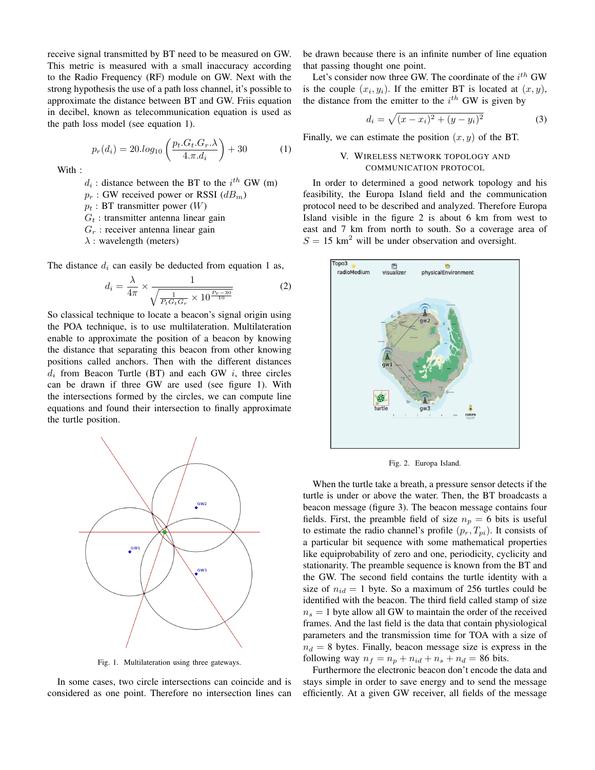receive signal transmitted by BT need to be measured on GW. This metric is measured with a small inaccuracy according to the Radio Frequency (RF) module on GW. Next with the strong hypothesis the use of a path loss channel, it's possible to approximate the distance between BT and GW. Friis equation in decibel, known as telecommunication equation is used as the path loss model (see equation 1).

$$p_r(d_i) = 20.log_{10}\left(\frac{p_t.G_t.G_r.\lambda}{4.\pi.d_i}\right) + 30 \tag{1}$$

With :

- $d_i$ : distance between the BT to the $i^{th}$ GW (m)
- $p_r$ : GW received power or RSSI ($dB_m$)
- $p_t$ : BT transmitter power ($W$)
- $G_t$ : transmitter antenna linear gain
- $G_r$ : receiver antenna linear gain
- $\lambda$ : wavelength (meters)

The distance $d_i$ can easily be deducted from equation 1 as,

$$d_i = \frac{\lambda}{4\pi} \times \frac{1}{\sqrt{\frac{1}{P_t G_t G_r} \times 10^{\frac{Pr-30}{10}}}} \tag{2}$$

So classical technique to locate a beacon's signal origin using the POA technique, is to use multilateration. Multilateration enable to approximate the position of a beacon by knowing the distance that separating this beacon from other knowing positions called anchors. Then with the different distances $d_i$ from Beacon Turtle (BT) and each GW $i$, three circles can be drawn if three GW are used (see figure 1). With the intersections formed by the circles, we can compute line equations and found their intersection to finally approximate the turtle position.

Fig. 1. Multilateration using three gateways.

In some cases, two circle intersections can coincide and is considered as one point. Therefore no intersection lines can be drawn because there is an infinite number of line equation that passing thought one point.

Let's consider now three GW. The coordinate of the $i^{th}$ GW is the couple $(x_i, y_i)$. If the emitter BT is located at $(x, y)$, the distance from the emitter to the $i^{th}$ GW is given by

$$d_i = \sqrt{(x - x_i)^2 + (y - y_i)^2} \tag{3}$$

Finally, we can estimate the position $(x, y)$ of the BT.

## V. Wireless Network Topology and Communication Protocol

In order to determined a good network topology and his feasibility, the Europa Island field and the communication protocol need to be described and analyzed. Therefore Europa Island visible in the figure 2 is about 6 km from west to east and 7 km from north to south. So a coverage area of $S = 15$ km$^2$ will be under observation and oversight.

Fig. 2. Europa Island.

When the turtle take a breath, a pressure sensor detects if the turtle is under or above the water. Then, the BT broadcasts a beacon message (figure 3). The beacon message contains four fields. First, the preamble field of size $n_p = 6$ bits is useful to estimate the radio channel's profile $(p_r, T_{pi})$. It consists of a particular bit sequence with some mathematical properties like equiprobability of zero and one, periodicity, cyclicity and stationarity. The preamble sequence is known from the BT and the GW. The second field contains the turtle identity with a size of $n_{id} = 1$ byte. So a maximum of 256 turtles could be identified with the beacon. The third field called stamp of size $n_s = 1$ byte allow all GW to maintain the order of the received frames. And the last field is the data that contain physiological parameters and the transmission time for TOA with a size of $n_d = 8$ bytes. Finally, beacon message size is express in the following way $n_f = n_p + n_{id} + n_s + n_d = 86$ bits.

Furthermore the electronic beacon don't encode the data and stays simple in order to save energy and to send the message efficiently. At a given GW receiver, all fields of the message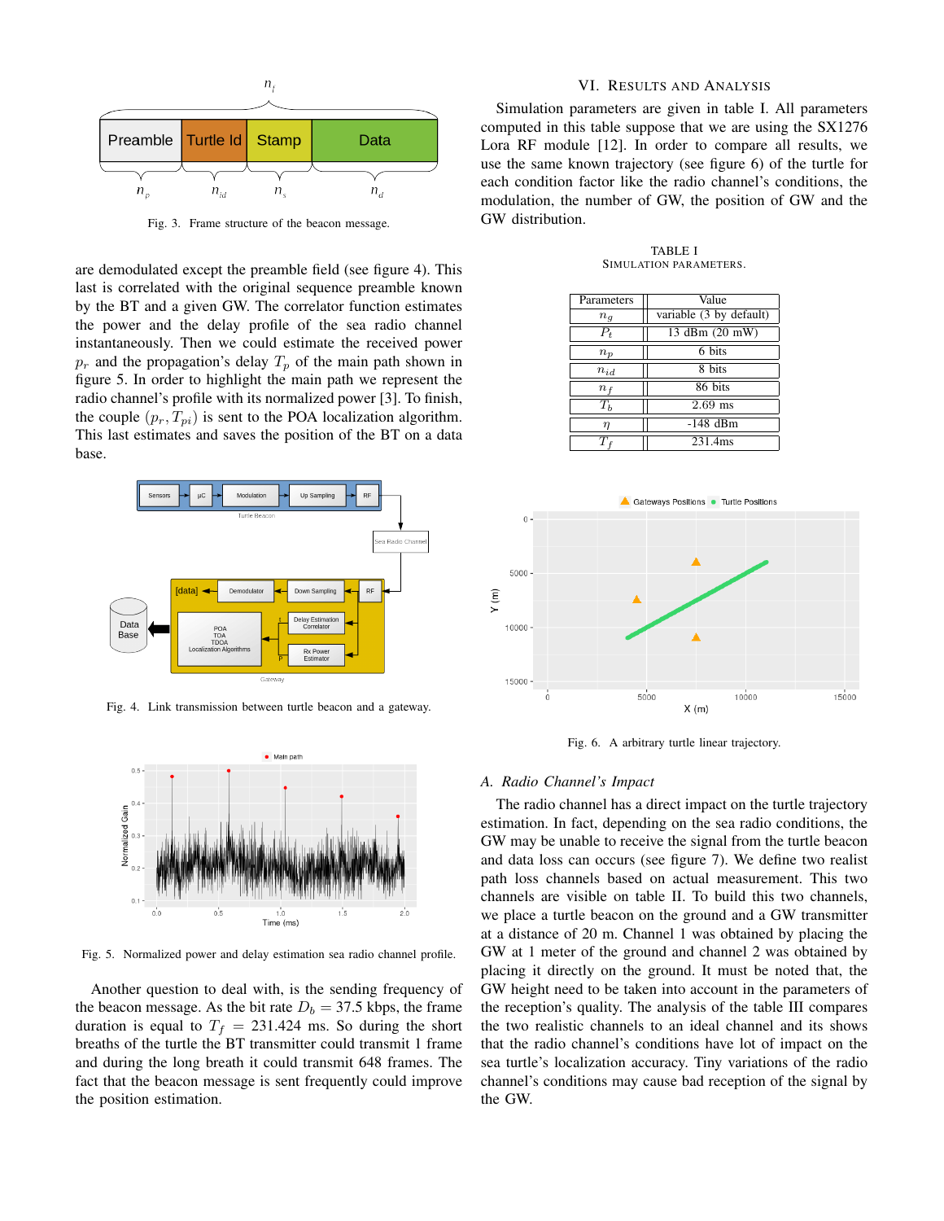Fig. 3. Frame structure of the beacon message.

are demodulated except the preamble field (see figure 4). This last is correlated with the original sequence preamble known by the BT and a given GW. The correlator function estimates the power and the delay profile of the sea radio channel instantaneously. Then we could estimate the received power $p_r$ and the propagation's delay $T_p$ of the main path shown in figure 5. In order to highlight the main path we represent the radio channel's profile with its normalized power [3]. To finish, the couple $(p_r, T_{pi})$ is sent to the POA localization algorithm. This last estimates and saves the position of the BT on a data base.

Fig. 4. Link transmission between turtle beacon and a gateway.

Fig. 5. Normalized power and delay estimation sea radio channel profile.

Another question to deal with, is the sending frequency of the beacon message. As the bit rate $D_b = 37.5$ kbps, the frame duration is equal to $T_f = 231.424$ ms. So during the short breaths of the turtle the BT transmitter could transmit 1 frame and during the long breath it could transmit 648 frames. The fact that the beacon message is sent frequently could improve the position estimation.

## VI. Results and Analysis

Simulation parameters are given in table I. All parameters computed in this table suppose that we are using the SX1276 Lora RF module [12]. In order to compare all results, we use the same known trajectory (see figure 6) of the turtle for each condition factor like the radio channel's conditions, the modulation, the number of GW, the position of GW and the GW distribution.

TABLE I
Simulation parameters.

| Parameters | Value |
|---|---|
| $n_g$ | variable (3 by default) |
| $P_t$ | 13 dBm (20 mW) |
| $n_p$ | 6 bits |
| $n_{id}$ | 8 bits |
| $n_f$ | 86 bits |
| $T_b$ | 2.69 ms |
| $\eta$ | -148 dBm |
| $T_f$ | 231.4ms |

Fig. 6. A arbitrary turtle linear trajectory.

### A. Radio Channel's Impact

The radio channel has a direct impact on the turtle trajectory estimation. In fact, depending on the sea radio conditions, the GW may be unable to receive the signal from the turtle beacon and data loss can occurs (see figure 7). We define two realist path loss channels based on actual measurement. This two channels are visible on table II. To build this two channels, we place a turtle beacon on the ground and a GW transmitter at a distance of 20 m. Channel 1 was obtained by placing the GW at 1 meter of the ground and channel 2 was obtained by placing it directly on the ground. It must be noted that, the GW height need to be taken into account in the parameters of the reception's quality. The analysis of the table III compares the two realistic channels to an ideal channel and its shows that the radio channel's conditions have lot of impact on the sea turtle's localization accuracy. Tiny variations of the radio channel's conditions may cause bad reception of the signal by the GW.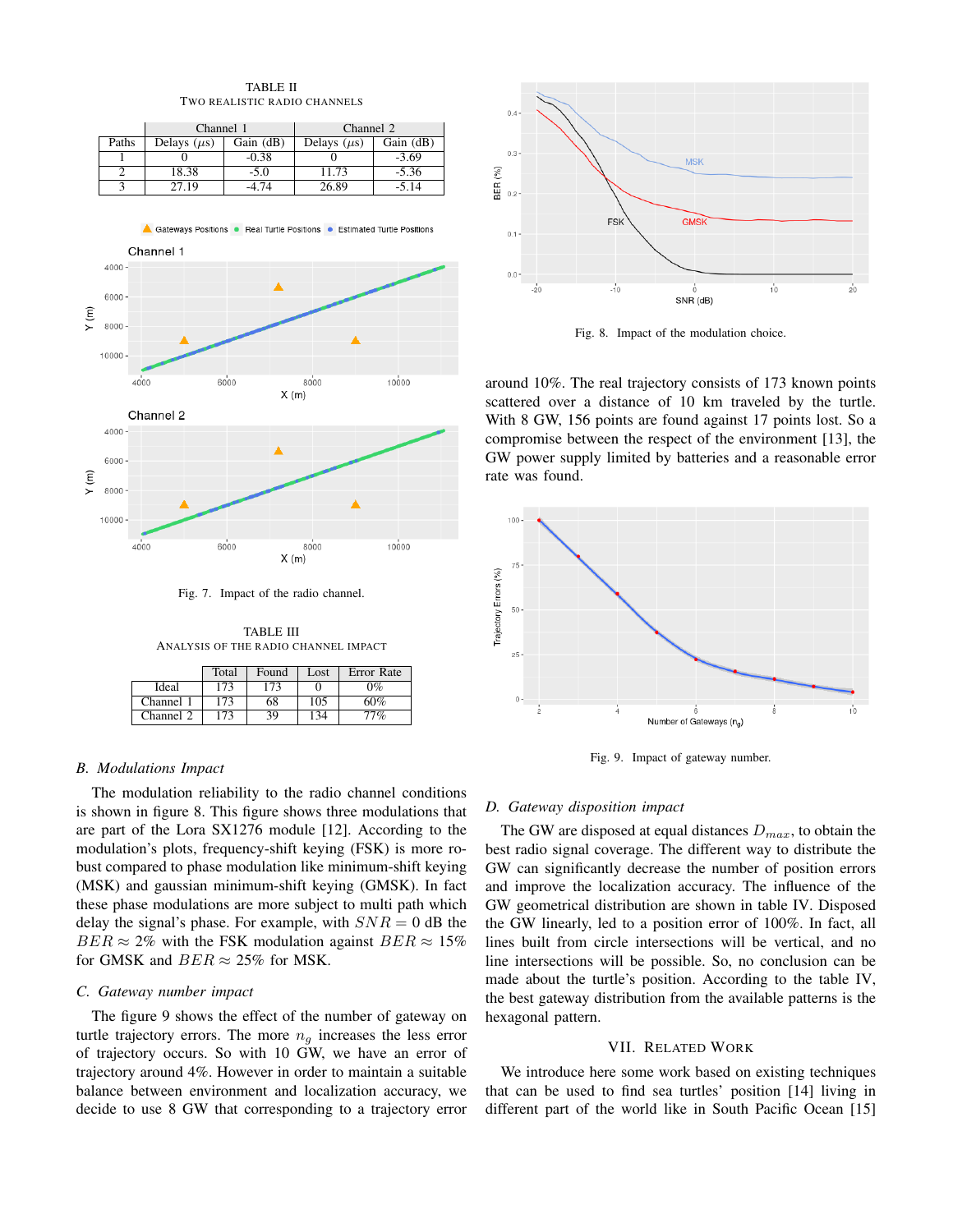TABLE II
TWO REALISTIC RADIO CHANNELS

| | Channel 1 | | Channel 2 | |
|---|---|---|---|---|
| Paths | Delays ($\mu s$) | Gain (dB) | Delays ($\mu s$) | Gain (dB) |
| 1 | 0 | -0.38 | 0 | -3.69 |
| 2 | 18.38 | -5.0 | 11.73 | -5.36 |
| 3 | 27.19 | -4.74 | 26.89 | -5.14 |

Fig. 7. Impact of the radio channel.

TABLE III
ANALYSIS OF THE RADIO CHANNEL IMPACT

| | Total | Found | Lost | Error Rate |
|---|---|---|---|---|
| Ideal | 173 | 173 | 0 | 0% |
| Channel 1 | 173 | 68 | 105 | 60% |
| Channel 2 | 173 | 39 | 134 | 77% |

### B. Modulations Impact

The modulation reliability to the radio channel conditions is shown in figure 8. This figure shows three modulations that are part of the Lora SX1276 module [12]. According to the modulation's plots, frequency-shift keying (FSK) is more robust compared to phase modulation like minimum-shift keying (MSK) and gaussian minimum-shift keying (GMSK). In fact these phase modulations are more subject to multi path which delay the signal's phase. For example, with $SNR = 0$ dB the $BER \approx 2\%$ with the FSK modulation against $BER \approx 15\%$ for GMSK and $BER \approx 25\%$ for MSK.

### C. Gateway number impact

The figure 9 shows the effect of the number of gateway on turtle trajectory errors. The more $n_g$ increases the less error of trajectory occurs. So with 10 GW, we have an error of trajectory around 4%. However in order to maintain a suitable balance between environment and localization accuracy, we decide to use 8 GW that corresponding to a trajectory error around 10%. The real trajectory consists of 173 known points scattered over a distance of 10 km traveled by the turtle. With 8 GW, 156 points are found against 17 points lost. So a compromise between the respect of the environment [13], the GW power supply limited by batteries and a reasonable error rate was found.

Fig. 8. Impact of the modulation choice.

Fig. 9. Impact of gateway number.

### D. Gateway disposition impact

The GW are disposed at equal distances $D_{max}$, to obtain the best radio signal coverage. The different way to distribute the GW can significantly decrease the number of position errors and improve the localization accuracy. The influence of the GW geometrical distribution are shown in table IV. Disposed the GW linearly, led to a position error of 100%. In fact, all lines built from circle intersections will be vertical, and no line intersections will be possible. So, no conclusion can be made about the turtle's position. According to the table IV, the best gateway distribution from the available patterns is the hexagonal pattern.

## VII. RELATED WORK

We introduce here some work based on existing techniques that can be used to find sea turtles' position [14] living in different part of the world like in South Pacific Ocean [15]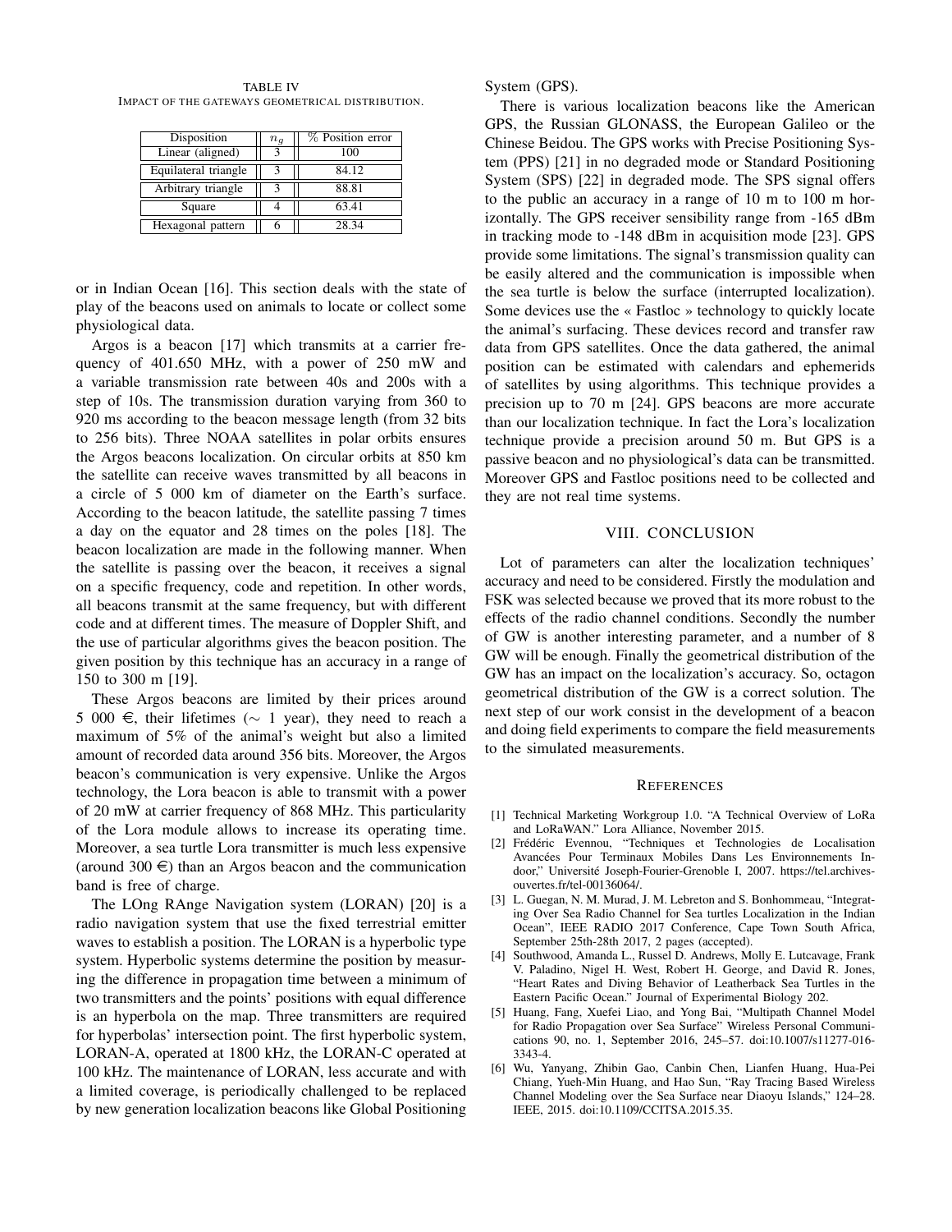TABLE IV
IMPACT OF THE GATEWAYS GEOMETRICAL DISTRIBUTION.

| Disposition | $n_g$ | % Position error |
|---|---|---|
| Linear (aligned) | 3 | 100 |
| Equilateral triangle | 3 | 84.12 |
| Arbitrary triangle | 3 | 88.81 |
| Square | 4 | 63.41 |
| Hexagonal pattern | 6 | 28.34 |

or in Indian Ocean [16]. This section deals with the state of play of the beacons used on animals to locate or collect some physiological data.

Argos is a beacon [17] which transmits at a carrier frequency of 401.650 MHz, with a power of 250 mW and a variable transmission rate between 40s and 200s with a step of 10s. The transmission duration varying from 360 to 920 ms according to the beacon message length (from 32 bits to 256 bits). Three NOAA satellites in polar orbits ensures the Argos beacons localization. On circular orbits at 850 km the satellite can receive waves transmitted by all beacons in a circle of 5 000 km of diameter on the Earth's surface. According to the beacon latitude, the satellite passing 7 times a day on the equator and 28 times on the poles [18]. The beacon localization are made in the following manner. When the satellite is passing over the beacon, it receives a signal on a specific frequency, code and repetition. In other words, all beacons transmit at the same frequency, but with different code and at different times. The measure of Doppler Shift, and the use of particular algorithms gives the beacon position. The given position by this technique has an accuracy in a range of 150 to 300 m [19].

These Argos beacons are limited by their prices around 5 000 €, their lifetimes ($\sim$ 1 year), they need to reach a maximum of 5% of the animal's weight but also a limited amount of recorded data around 356 bits. Moreover, the Argos beacon's communication is very expensive. Unlike the Argos technology, the Lora beacon is able to transmit with a power of 20 mW at carrier frequency of 868 MHz. This particularity of the Lora module allows to increase its operating time. Moreover, a sea turtle Lora transmitter is much less expensive (around 300 €) than an Argos beacon and the communication band is free of charge.

The LOng RAnge Navigation system (LORAN) [20] is a radio navigation system that use the fixed terrestrial emitter waves to establish a position. The LORAN is a hyperbolic type system. Hyperbolic systems determine the position by measuring the difference in propagation time between a minimum of two transmitters and the points' positions with equal difference is an hyperbola on the map. Three transmitters are required for hyperbolas' intersection point. The first hyperbolic system, LORAN-A, operated at 1800 kHz, the LORAN-C operated at 100 kHz. The maintenance of LORAN, less accurate and with a limited coverage, is periodically challenged to be replaced by new generation localization beacons like Global Positioning System (GPS).

There is various localization beacons like the American GPS, the Russian GLONASS, the European Galileo or the Chinese Beidou. The GPS works with Precise Positioning System (PPS) [21] in no degraded mode or Standard Positioning System (SPS) [22] in degraded mode. The SPS signal offers to the public an accuracy in a range of 10 m to 100 m horizontally. The GPS receiver sensibility range from -165 dBm in tracking mode to -148 dBm in acquisition mode [23]. GPS provide some limitations. The signal's transmission quality can be easily altered and the communication is impossible when the sea turtle is below the surface (interrupted localization). Some devices use the « Fastloc » technology to quickly locate the animal's surfacing. These devices record and transfer raw data from GPS satellites. Once the data gathered, the animal position can be estimated with calendars and ephemerids of satellites by using algorithms. This technique provides a precision up to 70 m [24]. GPS beacons are more accurate than our localization technique. In fact the Lora's localization technique provide a precision around 50 m. But GPS is a passive beacon and no physiological's data can be transmitted. Moreover GPS and Fastloc positions need to be collected and they are not real time systems.

## VIII. CONCLUSION

Lot of parameters can alter the localization techniques' accuracy and need to be considered. Firstly the modulation and FSK was selected because we proved that its more robust to the effects of the radio channel conditions. Secondly the number of GW is another interesting parameter, and a number of 8 GW will be enough. Finally the geometrical distribution of the GW has an impact on the localization's accuracy. So, octagon geometrical distribution of the GW is a correct solution. The next step of our work consist in the development of a beacon and doing field experiments to compare the field measurements to the simulated measurements.

## REFERENCES

[1] Technical Marketing Workgroup 1.0. "A Technical Overview of LoRa and LoRaWAN." Lora Alliance, November 2015.

[2] Frédéric Evennou, "Techniques et Technologies de Localisation Avancées Pour Terminaux Mobiles Dans Les Environnements Indoor," Université Joseph-Fourier-Grenoble I, 2007. https://tel.archives-ouvertes.fr/tel-00136064/.

[3] L. Guegan, N. M. Murad, J. M. Lebreton and S. Bonhommeau, "Integrating Over Sea Radio Channel for Sea turtles Localization in the Indian Ocean", IEEE RADIO 2017 Conference, Cape Town South Africa, September 25th-28th 2017, 2 pages (accepted).

[4] Southwood, Amanda L., Russel D. Andrews, Molly E. Lutcavage, Frank V. Paladino, Nigel H. West, Robert H. George, and David R. Jones, "Heart Rates and Diving Behavior of Leatherback Sea Turtles in the Eastern Pacific Ocean." Journal of Experimental Biology 202.

[5] Huang, Fang, Xuefei Liao, and Yong Bai, "Multipath Channel Model for Radio Propagation over Sea Surface" Wireless Personal Communications 90, no. 1, September 2016, 245–57. doi:10.1007/s11277-016-3343-4.

[6] Wu, Yanyang, Zhibin Gao, Canbin Chen, Lianfen Huang, Hua-Pei Chiang, Yueh-Min Huang, and Hao Sun, "Ray Tracing Based Wireless Channel Modeling over the Sea Surface near Diaoyu Islands," 124–28. IEEE, 2015. doi:10.1109/CCITSA.2015.35.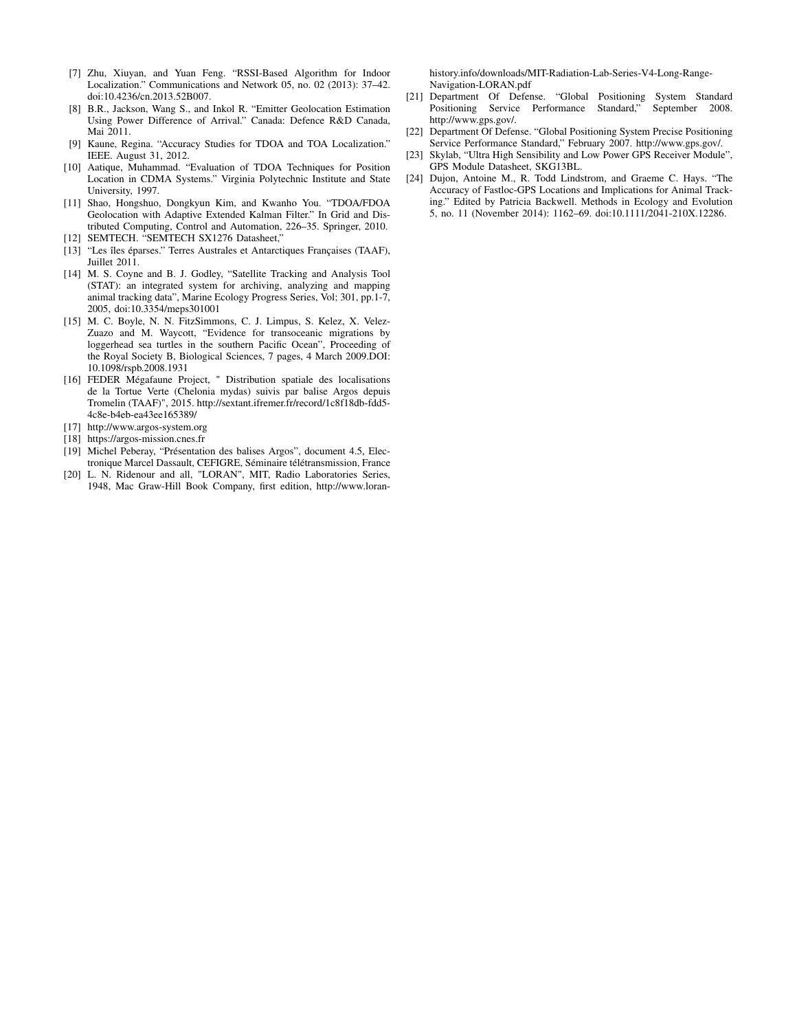[7] Zhu, Xiuyan, and Yuan Feng. "RSSI-Based Algorithm for Indoor Localization." Communications and Network 05, no. 02 (2013): 37–42. doi:10.4236/cn.2013.52B007.

[8] B.R., Jackson, Wang S., and Inkol R. "Emitter Geolocation Estimation Using Power Difference of Arrival." Canada: Defence R&D Canada, Mai 2011.

[9] Kaune, Regina. "Accuracy Studies for TDOA and TOA Localization." IEEE. August 31, 2012.

[10] Aatique, Muhammad. "Evaluation of TDOA Techniques for Position Location in CDMA Systems." Virginia Polytechnic Institute and State University, 1997.

[11] Shao, Hongshuo, Dongkyun Kim, and Kwanho You. "TDOA/FDOA Geolocation with Adaptive Extended Kalman Filter." In Grid and Distributed Computing, Control and Automation, 226–35. Springer, 2010.

[12] SEMTECH. "SEMTECH SX1276 Datasheet,"

[13] "Les îles éparses." Terres Australes et Antarctiques Françaises (TAAF), Juillet 2011.

[14] M. S. Coyne and B. J. Godley, "Satellite Tracking and Analysis Tool (STAT): an integrated system for archiving, analyzing and mapping animal tracking data", Marine Ecology Progress Series, Vol; 301, pp.1-7, 2005, doi:10.3354/meps301001

[15] M. C. Boyle, N. N. FitzSimmons, C. J. Limpus, S. Kelez, X. Velez-Zuazo and M. Waycott, "Evidence for transoceanic migrations by loggerhead sea turtles in the southern Pacific Ocean", Proceeding of the Royal Society B, Biological Sciences, 7 pages, 4 March 2009.DOI: 10.1098/rspb.2008.1931

[16] FEDER Mégafaune Project, " Distribution spatiale des localisations de la Tortue Verte (Chelonia mydas) suivis par balise Argos depuis Tromelin (TAAF)", 2015. http://sextant.ifremer.fr/record/1c8f18db-fdd5-4c8e-b4eb-ea43ee165389/

[17] http://www.argos-system.org

[18] https://argos-mission.cnes.fr

[19] Michel Peberay, "Présentation des balises Argos", document 4.5, Electronique Marcel Dassault, CEFIGRE, Séminaire télétransmission, France

[20] L. N. Ridenour and all, "LORAN", MIT, Radio Laboratories Series, 1948, Mac Graw-Hill Book Company, first edition, http://www.loran-history.info/downloads/MIT-Radiation-Lab-Series-V4-Long-Range-Navigation-LORAN.pdf

[21] Department Of Defense. "Global Positioning System Standard Positioning Service Performance Standard," September 2008. http://www.gps.gov/.

[22] Department Of Defense. "Global Positioning System Precise Positioning Service Performance Standard," February 2007. http://www.gps.gov/.

[23] Skylab, "Ultra High Sensibility and Low Power GPS Receiver Module", GPS Module Datasheet, SKG13BL.

[24] Dujon, Antoine M., R. Todd Lindstrom, and Graeme C. Hays. "The Accuracy of Fastloc-GPS Locations and Implications for Animal Tracking." Edited by Patricia Backwell. Methods in Ecology and Evolution 5, no. 11 (November 2014): 1162–69. doi:10.1111/2041-210X.12286.